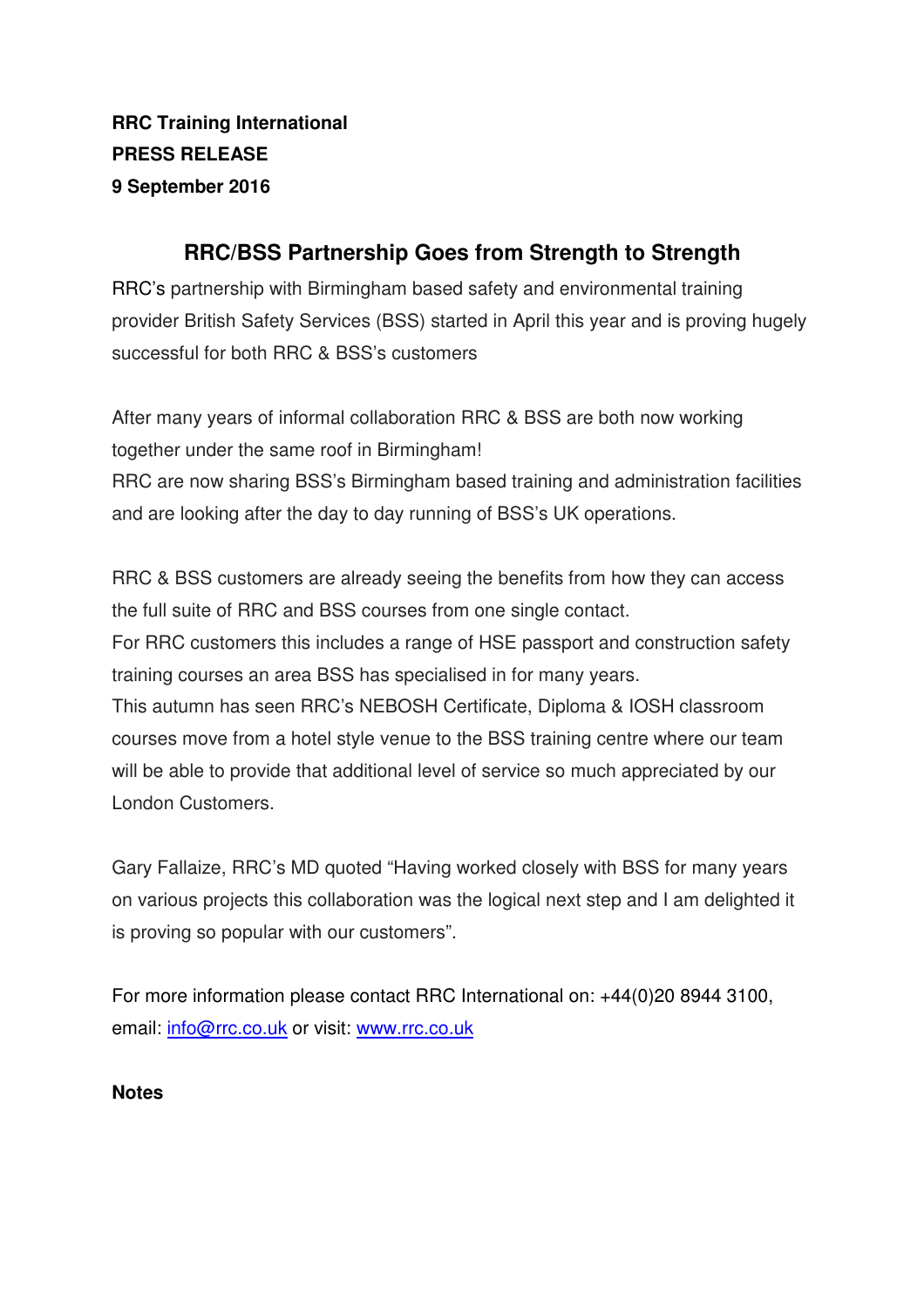**RRC Training International**
**PRESS RELEASE**
**9 September 2016**

## RRC/BSS Partnership Goes from Strength to Strength

RRC's partnership with Birmingham based safety and environmental training provider British Safety Services (BSS) started in April this year and is proving hugely successful for both RRC & BSS's customers

After many years of informal collaboration RRC & BSS are both now working together under the same roof in Birmingham!
RRC are now sharing BSS's Birmingham based training and administration facilities and are looking after the day to day running of BSS's UK operations.

RRC & BSS customers are already seeing the benefits from how they can access the full suite of RRC and BSS courses from one single contact.
For RRC customers this includes a range of HSE passport and construction safety training courses an area BSS has specialised in for many years.
This autumn has seen RRC's NEBOSH Certificate, Diploma & IOSH classroom courses move from a hotel style venue to the BSS training centre where our team will be able to provide that additional level of service so much appreciated by our London Customers.

Gary Fallaize, RRC's MD quoted "Having worked closely with BSS for many years on various projects this collaboration was the logical next step and I am delighted it is proving so popular with our customers".

For more information please contact RRC International on: +44(0)20 8944 3100, email: info@rrc.co.uk or visit: www.rrc.co.uk

**Notes**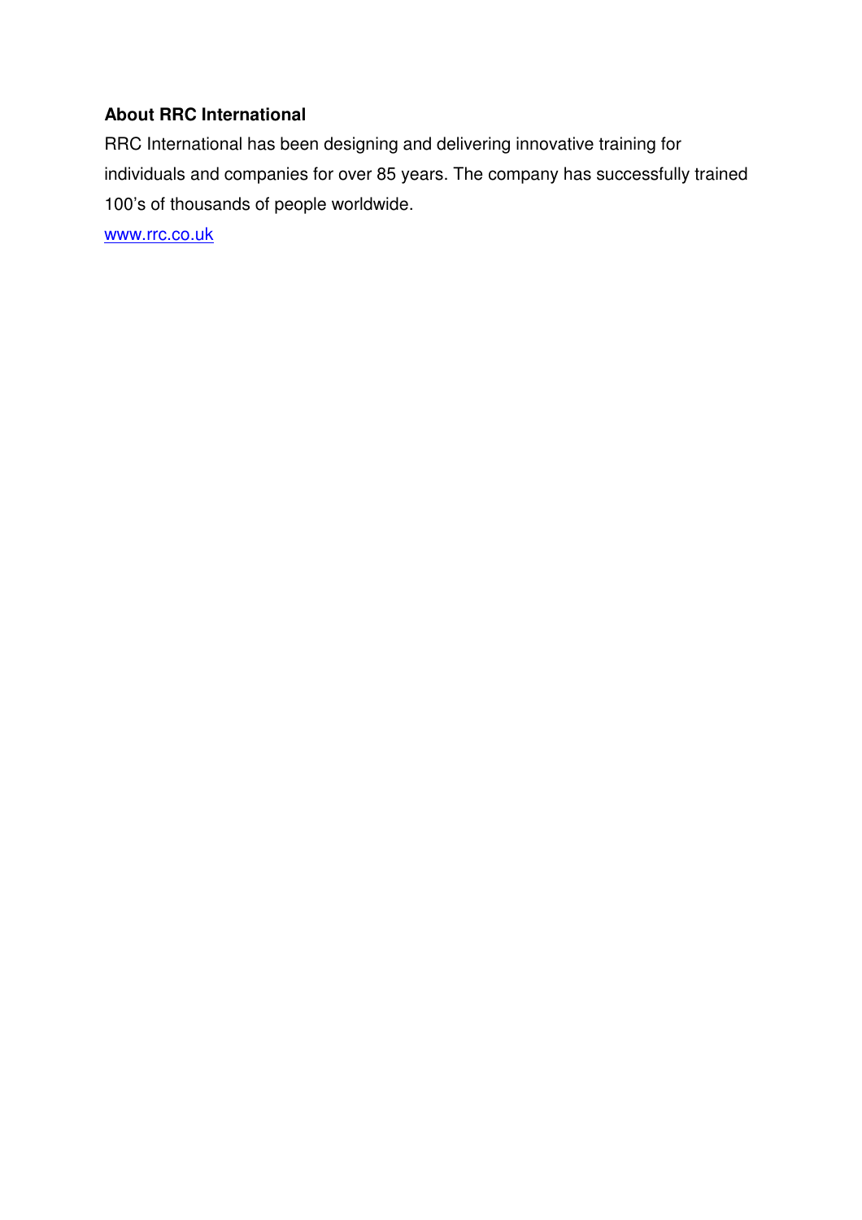**About RRC International**

RRC International has been designing and delivering innovative training for individuals and companies for over 85 years. The company has successfully trained 100's of thousands of people worldwide.

[www.rrc.co.uk](http://www.rrc.co.uk)